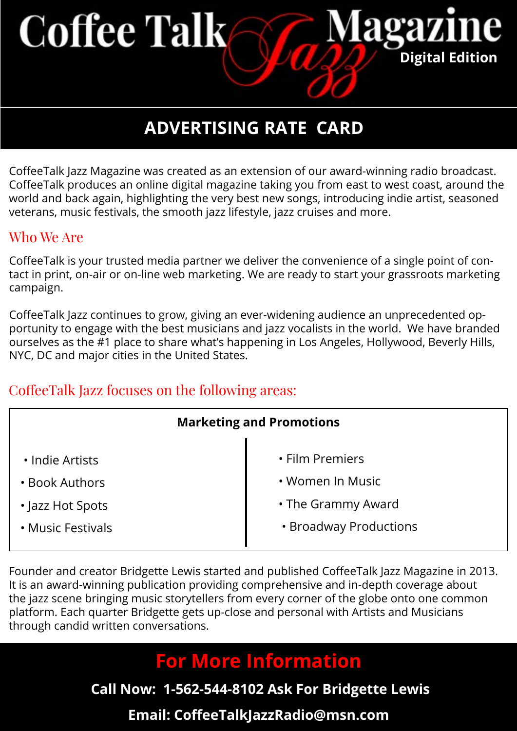# Coffee Talk Jazz Magazine

**Digital Edition**

## ADVERTISING RATE CARD

CoffeeTalk Jazz Magazine was created as an extension of our award-winning radio broadcast. CoffeeTalk produces an online digital magazine taking you from east to west coast, around the world and back again, highlighting the very best new songs, introducing indie artist, seasoned veterans, music festivals, the smooth jazz lifestyle, jazz cruises and more.

### Who We Are

CoffeeTalk is your trusted media partner we deliver the convenience of a single point of contact in print, on-air or on-line web marketing. We are ready to start your grassroots marketing campaign.

CoffeeTalk Jazz continues to grow, giving an ever-widening audience an unprecedented opportunity to engage with the best musicians and jazz vocalists in the world. We have branded ourselves as the #1 place to share what's happening in Los Angeles, Hollywood, Beverly Hills, NYC, DC and major cities in the United States.

### CoffeeTalk Jazz focuses on the following areas:

**Marketing and Promotions**

- Indie Artists
- Book Authors
- Jazz Hot Spots
- Music Festivals
- Film Premiers
- Women In Music
- The Grammy Award
- Broadway Productions

Founder and creator Bridgette Lewis started and published CoffeeTalk Jazz Magazine in 2013. It is an award-winning publication providing comprehensive and in-depth coverage about the jazz scene bringing music storytellers from every corner of the globe onto one common platform. Each quarter Bridgette gets up-close and personal with Artists and Musicians through candid written conversations.

## For More Information

**Call Now: 1-562-544-8102 Ask For Bridgette Lewis**

**Email: CoffeeTalkJazzRadio@msn.com**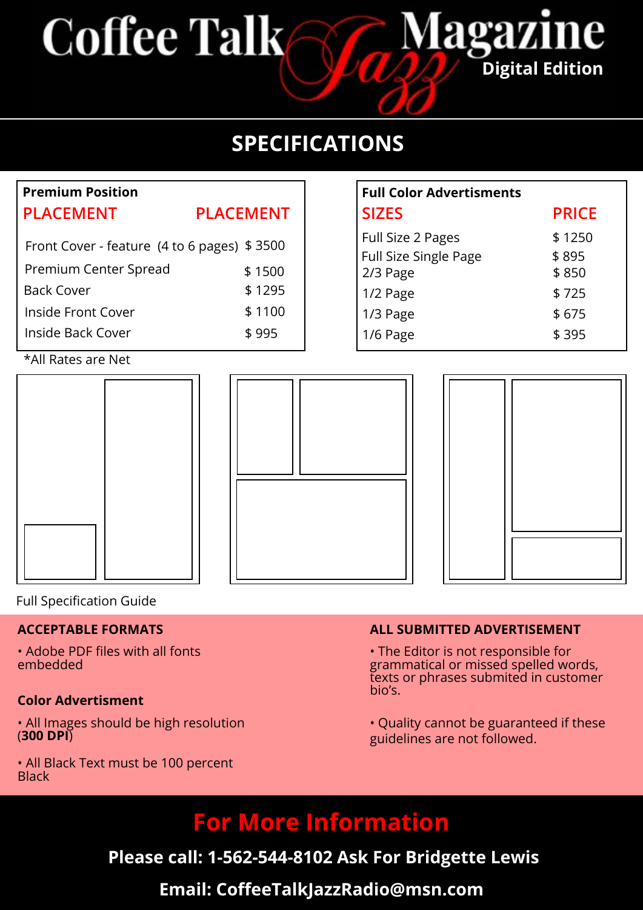# Coffee Talk Jazz Magazine

Digital Edition

## SPECIFICATIONS

**Premium Position**

| PLACEMENT | PLACEMENT |
|---|---|
| Front Cover - feature (4 to 6 pages) | $ 3500 |
| Premium Center Spread | $ 1500 |
| Back Cover | $ 1295 |
| Inside Front Cover | $ 1100 |
| Inside Back Cover | $ 995 |

*All Rates are Net

**Full Color Advertisments**

| SIZES | PRICE |
|---|---|
| Full Size 2 Pages | $ 1250 |
| Full Size Single Page | $ 895 |
| 2/3 Page | $ 850 |
| 1/2 Page | $ 725 |
| 1/3 Page | $ 675 |
| 1/6 Page | $ 395 |

Full Specification Guide

**ACCEPTABLE FORMATS**

- Adobe PDF files with all fonts embedded

**Color Advertisment**

- All Images should be high resolution (**300 DPI**)
- All Black Text must be 100 percent Black

**ALL SUBMITTED ADVERTISEMENT**

- The Editor is not responsible for grammatical or missed spelled words, texts or phrases submited in customer bio's.
- Quality cannot be guaranteed if these guidelines are not followed.

## For More Information

**Please call: 1-562-544-8102 Ask For Bridgette Lewis**

**Email: CoffeeTalkJazzRadio@msn.com**